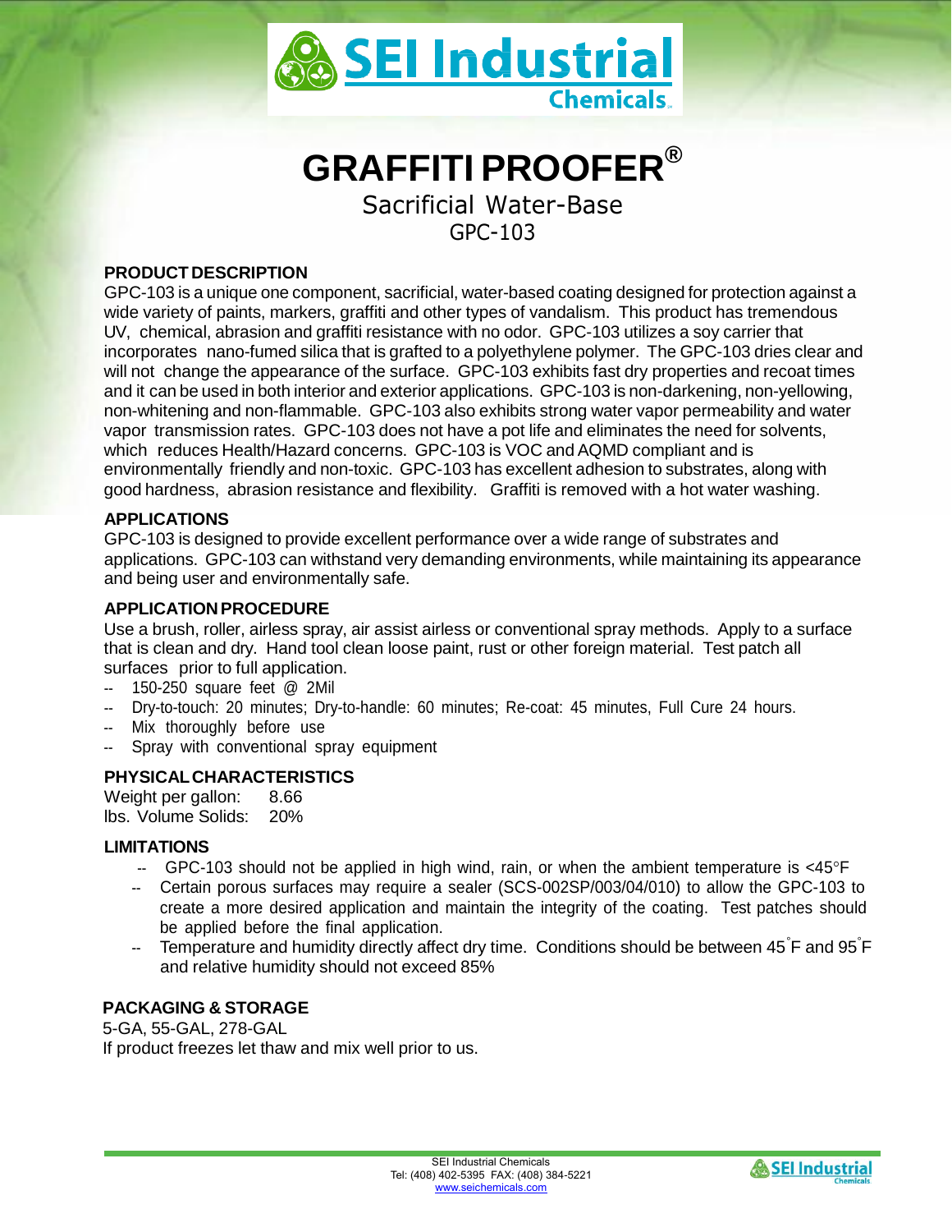SEI Industrial Chemicals

# GRAFFITI PROOFER®

## Sacrificial Water-Base
## GPC-103

### PRODUCT DESCRIPTION

GPC-103 is a unique one component, sacrificial, water-based coating designed for protection against a wide variety of paints, markers, graffiti and other types of vandalism. This product has tremendous UV, chemical, abrasion and graffiti resistance with no odor. GPC-103 utilizes a soy carrier that incorporates nano-fumed silica that is grafted to a polyethylene polymer. The GPC-103 dries clear and will not change the appearance of the surface. GPC-103 exhibits fast dry properties and recoat times and it can be used in both interior and exterior applications. GPC-103 is non-darkening, non-yellowing, non-whitening and non-flammable. GPC-103 also exhibits strong water vapor permeability and water vapor transmission rates. GPC-103 does not have a pot life and eliminates the need for solvents, which reduces Health/Hazard concerns. GPC-103 is VOC and AQMD compliant and is environmentally friendly and non-toxic. GPC-103 has excellent adhesion to substrates, along with good hardness, abrasion resistance and flexibility. Graffiti is removed with a hot water washing.

### APPLICATIONS

GPC-103 is designed to provide excellent performance over a wide range of substrates and applications. GPC-103 can withstand very demanding environments, while maintaining its appearance and being user and environmentally safe.

### APPLICATION PROCEDURE

Use a brush, roller, airless spray, air assist airless or conventional spray methods. Apply to a surface that is clean and dry. Hand tool clean loose paint, rust or other foreign material. Test patch all surfaces prior to full application.

- 150-250 square feet @ 2Mil
- Dry-to-touch: 20 minutes; Dry-to-handle: 60 minutes; Re-coat: 45 minutes, Full Cure 24 hours.
- Mix thoroughly before use
- Spray with conventional spray equipment

### PHYSICAL CHARACTERISTICS

Weight per gallon: 8.66
lbs. Volume Solids: 20%

### LIMITATIONS

- GPC-103 should not be applied in high wind, rain, or when the ambient temperature is <45°F
- Certain porous surfaces may require a sealer (SCS-002SP/003/04/010) to allow the GPC-103 to create a more desired application and maintain the integrity of the coating. Test patches should be applied before the final application.
- Temperature and humidity directly affect dry time. Conditions should be between 45°F and 95°F and relative humidity should not exceed 85%

### PACKAGING & STORAGE

5-GA, 55-GAL, 278-GAL
If product freezes let thaw and mix well prior to us.

SEI Industrial Chemicals
Tel: (408) 402-5395 FAX: (408) 384-5221
www.seichemicals.com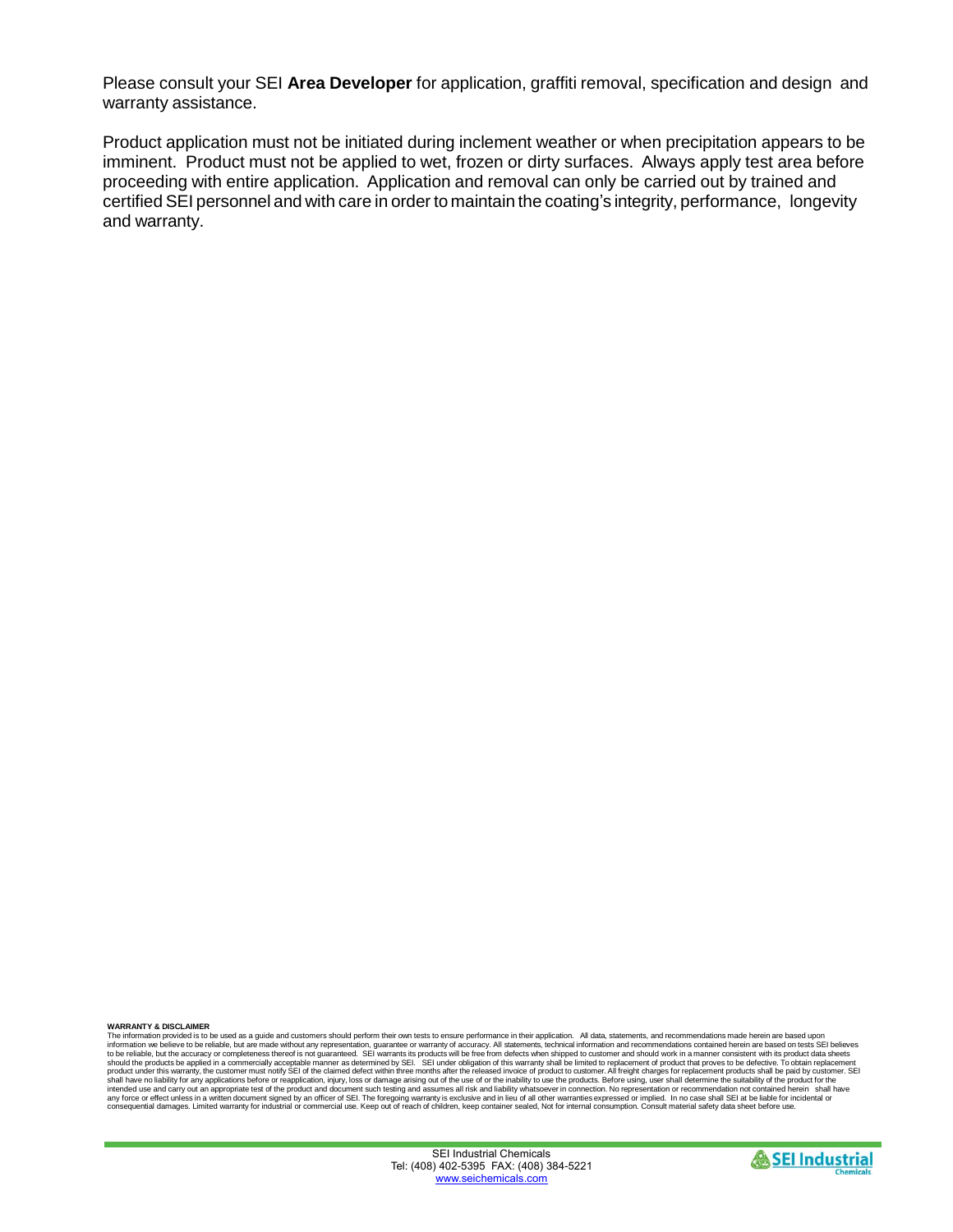Please consult your SEI **Area Developer** for application, graffiti removal, specification and design and warranty assistance.

Product application must not be initiated during inclement weather or when precipitation appears to be imminent. Product must not be applied to wet, frozen or dirty surfaces. Always apply test area before proceeding with entire application. Application and removal can only be carried out by trained and certified SEI personnel and with care in order to maintain the coating's integrity, performance, longevity and warranty.

**WARRANTY & DISCLAIMER**

The information provided is to be used as a guide and customers should perform their own tests to ensure performance in their application. All data, statements, and recommendations made herein are based upon information we believe to be reliable, but are made without any representation, guarantee or warranty of accuracy. All statements, technical information and recommendations contained herein are based on tests SEI believes to be reliable, but the accuracy or completeness thereof is not guaranteed. SEI warrants its products will be free from defects when shipped to customer and should work in a manner consistent with its product data sheets should the products be applied in a commercially acceptable manner as determined by SEI. SEI under obligation of this warranty shall be limited to replacement of product that proves to be defective. To obtain replacement product under this warranty, the customer must notify SEI of the claimed defect within three months after the released invoice of product to customer. All freight charges for replacement products shall be paid by customer. SEI shall have no liability for any applications before or reapplication, injury, loss or damage arising out of the use of or the inability to use the products. Before using, user shall determine the suitability of the product for the intended use and carry out an appropriate test of the product and document such testing and assumes all risk and liability whatsoever in connection. No representation or recommendation not contained herein shall have any force or effect unless in a written document signed by an officer of SEI. The foregoing warranty is exclusive and in lieu of all other warranties expressed or implied. In no case shall SEI at be liable for incidental or consequential damages. Limited warranty for industrial or commercial use. Keep out of reach of children, keep container sealed, Not for internal consumption. Consult material safety data sheet before use.

SEI Industrial Chemicals
Tel: (408) 402-5395 FAX: (408) 384-5221
www.seichemicals.com